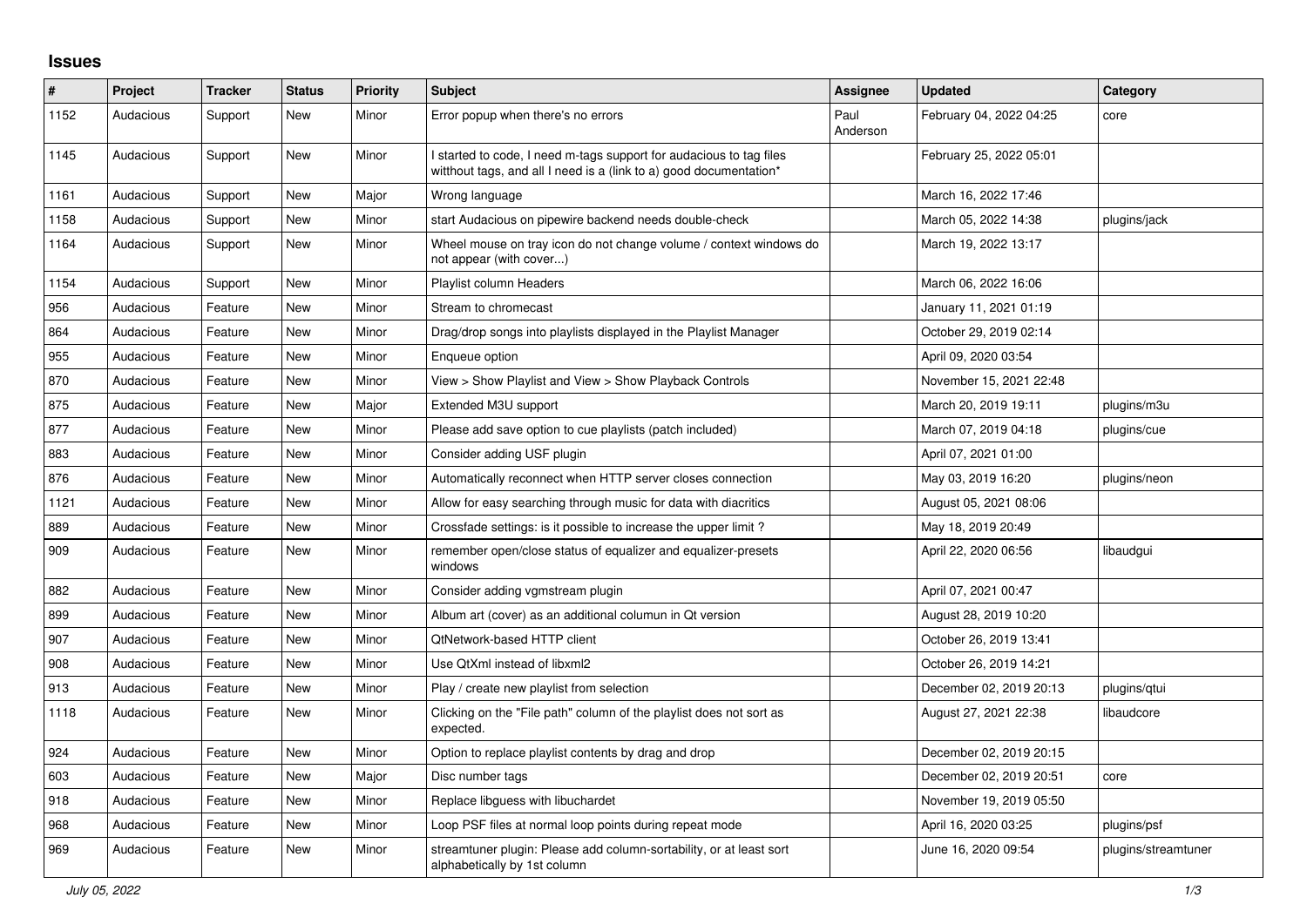## Issues

| # | Project | Tracker | Status | Priority | Subject | Assignee | Updated | Category |
|---|---|---|---|---|---|---|---|---|
| 1152 | Audacious | Support | New | Minor | Error popup when there's no errors | Paul Anderson | February 04, 2022 04:25 | core |
| 1145 | Audacious | Support | New | Minor | I started to code, I need m-tags support for audacious to tag files witthout tags, and all I need is a (link to a) good documentation* | | February 25, 2022 05:01 | |
| 1161 | Audacious | Support | New | Major | Wrong language | | March 16, 2022 17:46 | |
| 1158 | Audacious | Support | New | Minor | start Audacious on pipewire backend needs double-check | | March 05, 2022 14:38 | plugins/jack |
| 1164 | Audacious | Support | New | Minor | Wheel mouse on tray icon do not change volume / context windows do not appear (with cover...) | | March 19, 2022 13:17 | |
| 1154 | Audacious | Support | New | Minor | Playlist column Headers | | March 06, 2022 16:06 | |
| 956 | Audacious | Feature | New | Minor | Stream to chromecast | | January 11, 2021 01:19 | |
| 864 | Audacious | Feature | New | Minor | Drag/drop songs into playlists displayed in the Playlist Manager | | October 29, 2019 02:14 | |
| 955 | Audacious | Feature | New | Minor | Enqueue option | | April 09, 2020 03:54 | |
| 870 | Audacious | Feature | New | Minor | View > Show Playlist and View > Show Playback Controls | | November 15, 2021 22:48 | |
| 875 | Audacious | Feature | New | Major | Extended M3U support | | March 20, 2019 19:11 | plugins/m3u |
| 877 | Audacious | Feature | New | Minor | Please add save option to cue playlists (patch included) | | March 07, 2019 04:18 | plugins/cue |
| 883 | Audacious | Feature | New | Minor | Consider adding USF plugin | | April 07, 2021 01:00 | |
| 876 | Audacious | Feature | New | Minor | Automatically reconnect when HTTP server closes connection | | May 03, 2019 16:20 | plugins/neon |
| 1121 | Audacious | Feature | New | Minor | Allow for easy searching through music for data with diacritics | | August 05, 2021 08:06 | |
| 889 | Audacious | Feature | New | Minor | Crossfade settings: is it possible to increase the upper limit ? | | May 18, 2019 20:49 | |
| 909 | Audacious | Feature | New | Minor | remember open/close status of equalizer and equalizer-presets windows | | April 22, 2020 06:56 | libaudgui |
| 882 | Audacious | Feature | New | Minor | Consider adding vgmstream plugin | | April 07, 2021 00:47 | |
| 899 | Audacious | Feature | New | Minor | Album art (cover) as an additional columun in Qt version | | August 28, 2019 10:20 | |
| 907 | Audacious | Feature | New | Minor | QtNetwork-based HTTP client | | October 26, 2019 13:41 | |
| 908 | Audacious | Feature | New | Minor | Use QtXml instead of libxml2 | | October 26, 2019 14:21 | |
| 913 | Audacious | Feature | New | Minor | Play / create new playlist from selection | | December 02, 2019 20:13 | plugins/qtui |
| 1118 | Audacious | Feature | New | Minor | Clicking on the "File path" column of the playlist does not sort as expected. | | August 27, 2021 22:38 | libaudcore |
| 924 | Audacious | Feature | New | Minor | Option to replace playlist contents by drag and drop | | December 02, 2019 20:15 | |
| 603 | Audacious | Feature | New | Major | Disc number tags | | December 02, 2019 20:51 | core |
| 918 | Audacious | Feature | New | Minor | Replace libguess with libuchardet | | November 19, 2019 05:50 | |
| 968 | Audacious | Feature | New | Minor | Loop PSF files at normal loop points during repeat mode | | April 16, 2020 03:25 | plugins/psf |
| 969 | Audacious | Feature | New | Minor | streamtuner plugin: Please add column-sortability, or at least sort alphabetically by 1st column | | June 16, 2020 09:54 | plugins/streamtuner |

*July 05, 2022*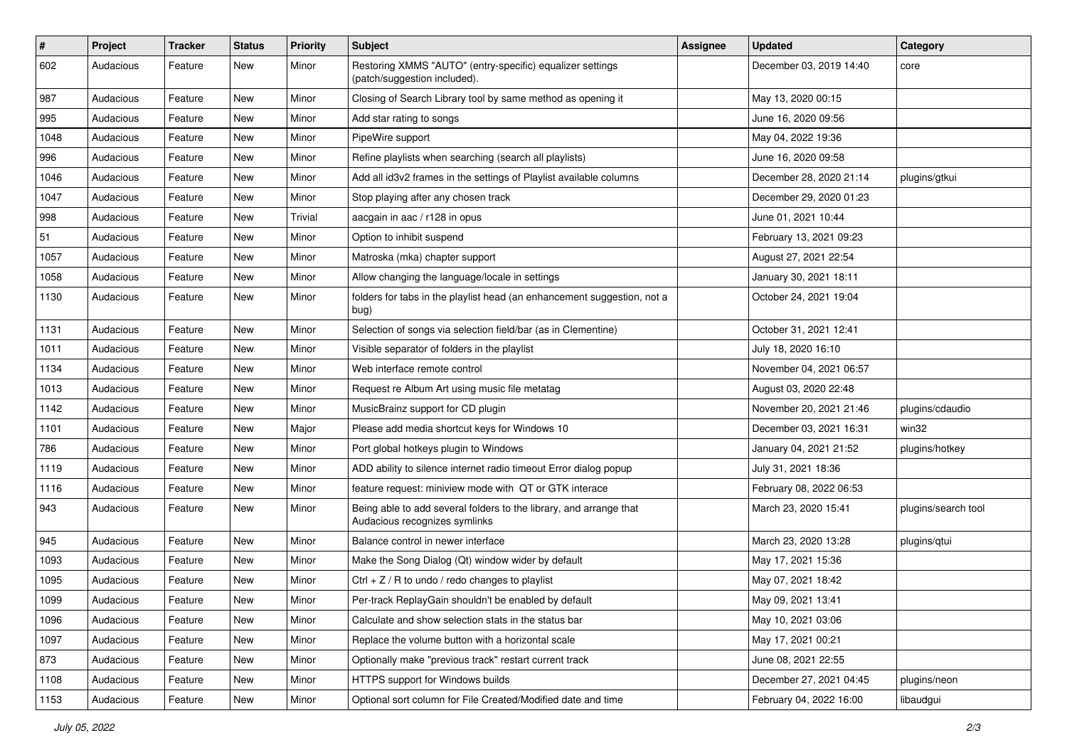| # | Project | Tracker | Status | Priority | Subject | Assignee | Updated | Category |
|---|---|---|---|---|---|---|---|---|
| 602 | Audacious | Feature | New | Minor | Restoring XMMS "AUTO" (entry-specific) equalizer settings (patch/suggestion included). | | December 03, 2019 14:40 | core |
| 987 | Audacious | Feature | New | Minor | Closing of Search Library tool by same method as opening it | | May 13, 2020 00:15 | |
| 995 | Audacious | Feature | New | Minor | Add star rating to songs | | June 16, 2020 09:56 | |
| 1048 | Audacious | Feature | New | Minor | PipeWire support | | May 04, 2022 19:36 | |
| 996 | Audacious | Feature | New | Minor | Refine playlists when searching (search all playlists) | | June 16, 2020 09:58 | |
| 1046 | Audacious | Feature | New | Minor | Add all id3v2 frames in the settings of Playlist available columns | | December 28, 2020 21:14 | plugins/gtkui |
| 1047 | Audacious | Feature | New | Minor | Stop playing after any chosen track | | December 29, 2020 01:23 | |
| 998 | Audacious | Feature | New | Trivial | aacgain in aac / r128 in opus | | June 01, 2021 10:44 | |
| 51 | Audacious | Feature | New | Minor | Option to inhibit suspend | | February 13, 2021 09:23 | |
| 1057 | Audacious | Feature | New | Minor | Matroska (mka) chapter support | | August 27, 2021 22:54 | |
| 1058 | Audacious | Feature | New | Minor | Allow changing the language/locale in settings | | January 30, 2021 18:11 | |
| 1130 | Audacious | Feature | New | Minor | folders for tabs in the playlist head (an enhancement suggestion, not a bug) | | October 24, 2021 19:04 | |
| 1131 | Audacious | Feature | New | Minor | Selection of songs via selection field/bar (as in Clementine) | | October 31, 2021 12:41 | |
| 1011 | Audacious | Feature | New | Minor | Visible separator of folders in the playlist | | July 18, 2020 16:10 | |
| 1134 | Audacious | Feature | New | Minor | Web interface remote control | | November 04, 2021 06:57 | |
| 1013 | Audacious | Feature | New | Minor | Request re Album Art using music file metatag | | August 03, 2020 22:48 | |
| 1142 | Audacious | Feature | New | Minor | MusicBrainz support for CD plugin | | November 20, 2021 21:46 | plugins/cdaudio |
| 1101 | Audacious | Feature | New | Major | Please add media shortcut keys for Windows 10 | | December 03, 2021 16:31 | win32 |
| 786 | Audacious | Feature | New | Minor | Port global hotkeys plugin to Windows | | January 04, 2021 21:52 | plugins/hotkey |
| 1119 | Audacious | Feature | New | Minor | ADD ability to silence internet radio timeout Error dialog popup | | July 31, 2021 18:36 | |
| 1116 | Audacious | Feature | New | Minor | feature request: miniview mode with QT or GTK interace | | February 08, 2022 06:53 | |
| 943 | Audacious | Feature | New | Minor | Being able to add several folders to the library, and arrange that Audacious recognizes symlinks | | March 23, 2020 15:41 | plugins/search tool |
| 945 | Audacious | Feature | New | Minor | Balance control in newer interface | | March 23, 2020 13:28 | plugins/qtui |
| 1093 | Audacious | Feature | New | Minor | Make the Song Dialog (Qt) window wider by default | | May 17, 2021 15:36 | |
| 1095 | Audacious | Feature | New | Minor | Ctrl + Z / R to undo / redo changes to playlist | | May 07, 2021 18:42 | |
| 1099 | Audacious | Feature | New | Minor | Per-track ReplayGain shouldn't be enabled by default | | May 09, 2021 13:41 | |
| 1096 | Audacious | Feature | New | Minor | Calculate and show selection stats in the status bar | | May 10, 2021 03:06 | |
| 1097 | Audacious | Feature | New | Minor | Replace the volume button with a horizontal scale | | May 17, 2021 00:21 | |
| 873 | Audacious | Feature | New | Minor | Optionally make "previous track" restart current track | | June 08, 2021 22:55 | |
| 1108 | Audacious | Feature | New | Minor | HTTPS support for Windows builds | | December 27, 2021 04:45 | plugins/neon |
| 1153 | Audacious | Feature | New | Minor | Optional sort column for File Created/Modified date and time | | February 04, 2022 16:00 | libaudgui |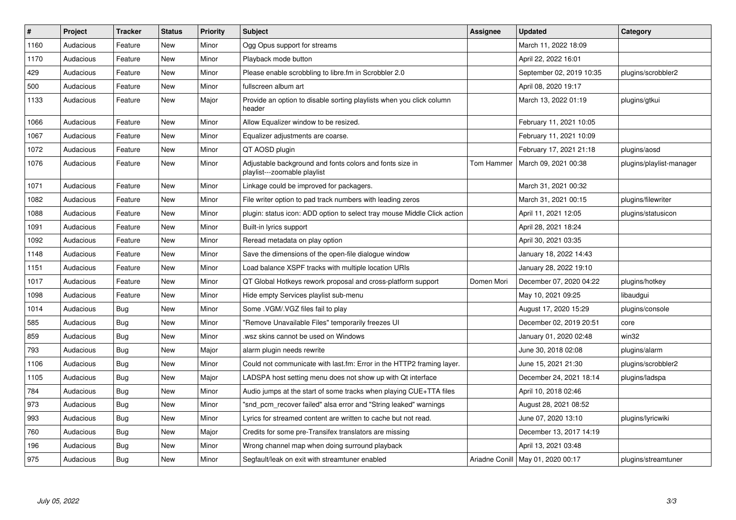| # | Project | Tracker | Status | Priority | Subject | Assignee | Updated | Category |
|---|---|---|---|---|---|---|---|---|
| 1160 | Audacious | Feature | New | Minor | Ogg Opus support for streams | | March 11, 2022 18:09 | |
| 1170 | Audacious | Feature | New | Minor | Playback mode button | | April 22, 2022 16:01 | |
| 429 | Audacious | Feature | New | Minor | Please enable scrobbling to libre.fm in Scrobbler 2.0 | | September 02, 2019 10:35 | plugins/scrobbler2 |
| 500 | Audacious | Feature | New | Minor | fullscreen album art | | April 08, 2020 19:17 | |
| 1133 | Audacious | Feature | New | Major | Provide an option to disable sorting playlists when you click column header | | March 13, 2022 01:19 | plugins/gtkui |
| 1066 | Audacious | Feature | New | Minor | Allow Equalizer window to be resized. | | February 11, 2021 10:05 | |
| 1067 | Audacious | Feature | New | Minor | Equalizer adjustments are coarse. | | February 11, 2021 10:09 | |
| 1072 | Audacious | Feature | New | Minor | QT AOSD plugin | | February 17, 2021 21:18 | plugins/aosd |
| 1076 | Audacious | Feature | New | Minor | Adjustable background and fonts colors and fonts size in playlist---zoomable playlist | Tom Hammer | March 09, 2021 00:38 | plugins/playlist-manager |
| 1071 | Audacious | Feature | New | Minor | Linkage could be improved for packagers. | | March 31, 2021 00:32 | |
| 1082 | Audacious | Feature | New | Minor | File writer option to pad track numbers with leading zeros | | March 31, 2021 00:15 | plugins/filewriter |
| 1088 | Audacious | Feature | New | Minor | plugin: status icon: ADD option to select tray mouse Middle Click action | | April 11, 2021 12:05 | plugins/statusicon |
| 1091 | Audacious | Feature | New | Minor | Built-in lyrics support | | April 28, 2021 18:24 | |
| 1092 | Audacious | Feature | New | Minor | Reread metadata on play option | | April 30, 2021 03:35 | |
| 1148 | Audacious | Feature | New | Minor | Save the dimensions of the open-file dialogue window | | January 18, 2022 14:43 | |
| 1151 | Audacious | Feature | New | Minor | Load balance XSPF tracks with multiple location URIs | | January 28, 2022 19:10 | |
| 1017 | Audacious | Feature | New | Minor | QT Global Hotkeys rework proposal and cross-platform support | Domen Mori | December 07, 2020 04:22 | plugins/hotkey |
| 1098 | Audacious | Feature | New | Minor | Hide empty Services playlist sub-menu | | May 10, 2021 09:25 | libaudgui |
| 1014 | Audacious | Bug | New | Minor | Some .VGM/.VGZ files fail to play | | August 17, 2020 15:29 | plugins/console |
| 585 | Audacious | Bug | New | Minor | "Remove Unavailable Files" temporarily freezes UI | | December 02, 2019 20:51 | core |
| 859 | Audacious | Bug | New | Minor | .wsz skins cannot be used on Windows | | January 01, 2020 02:48 | win32 |
| 793 | Audacious | Bug | New | Major | alarm plugin needs rewrite | | June 30, 2018 02:08 | plugins/alarm |
| 1106 | Audacious | Bug | New | Minor | Could not communicate with last.fm: Error in the HTTP2 framing layer. | | June 15, 2021 21:30 | plugins/scrobbler2 |
| 1105 | Audacious | Bug | New | Major | LADSPA host setting menu does not show up with Qt interface | | December 24, 2021 18:14 | plugins/ladspa |
| 784 | Audacious | Bug | New | Minor | Audio jumps at the start of some tracks when playing CUE+TTA files | | April 10, 2018 02:46 | |
| 973 | Audacious | Bug | New | Minor | "snd_pcm_recover failed" alsa error and "String leaked" warnings | | August 28, 2021 08:52 | |
| 993 | Audacious | Bug | New | Minor | Lyrics for streamed content are written to cache but not read. | | June 07, 2020 13:10 | plugins/lyricwiki |
| 760 | Audacious | Bug | New | Major | Credits for some pre-Transifex translators are missing | | December 13, 2017 14:19 | |
| 196 | Audacious | Bug | New | Minor | Wrong channel map when doing surround playback | | April 13, 2021 03:48 | |
| 975 | Audacious | Bug | New | Minor | Segfault/leak on exit with streamtuner enabled | Ariadne Conill | May 01, 2020 00:17 | plugins/streamtuner |

*July 05, 2022*